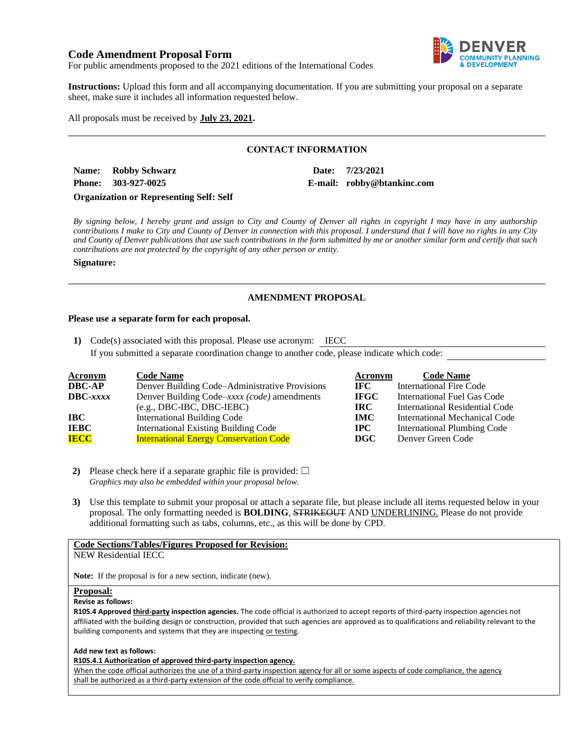# Code Amendment Proposal Form

For public amendments proposed to the 2021 editions of the International Codes

DENVER COMMUNITY PLANNING & DEVELOPMENT

**Instructions:** Upload this form and all accompanying documentation. If you are submitting your proposal on a separate sheet, make sure it includes all information requested below.

All proposals must be received by **July 23, 2021.**

---

## CONTACT INFORMATION

**Name:** **Robby Schwarz**    **Date:** **7/23/2021**

**Phone:** **303-927-0025**    **E-mail:** **robby@btankinc.com**

**Organization or Representing Self: Self**

*By signing below, I hereby grant and assign to City and County of Denver all rights in copyright I may have in any authorship contributions I make to City and County of Denver in connection with this proposal. I understand that I will have no rights in any City and County of Denver publications that use such contributions in the form submitted by me or another similar form and certify that such contributions are not protected by the copyright of any other person or entity.*

**Signature:**

---

## AMENDMENT PROPOSAL

**Please use a separate form for each proposal.**

1) Code(s) associated with this proposal. Please use acronym: IECC
   If you submitted a separate coordination change to another code, please indicate which code:

| Acronym | Code Name | Acronym | Code Name |
|---|---|---|---|
| **DBC-AP** | Denver Building Code–Administrative Provisions | **IFC** | International Fire Code |
| **DBC-*xxxx*** | Denver Building Code–*xxxx (code)* amendments (e.g., DBC-IBC, DBC-IEBC) | **IFGC** | International Fuel Gas Code |
| | | **IRC** | International Residential Code |
| **IBC** | International Building Code | **IMC** | International Mechanical Code |
| **IEBC** | International Existing Building Code | **IPC** | International Plumbing Code |
| **IECC** | International Energy Conservation Code | **DGC** | Denver Green Code |

2) Please check here if a separate graphic file is provided: ☐
   *Graphics may also be embedded within your proposal below.*

3) Use this template to submit your proposal or attach a separate file, but please include all items requested below in your proposal. The only formatting needed is **BOLDING**, ~~STRIKEOUT~~ AND <u>UNDERLINING.</u> Please do not provide additional formatting such as tabs, columns, etc., as this will be done by CPD.

**Code Sections/Tables/Figures Proposed for Revision:**

NEW Residential IECC

**Note:** If the proposal is for a new section, indicate (new).

**Proposal:**

**Revise as follows:**

**R105.4 Approved <u>third-party</u> inspection agencies.** The code official is authorized to accept reports of third-party inspection agencies not affiliated with the building design or construction, provided that such agencies are approved as to qualifications and reliability relevant to the building components and systems that they are inspecting <u>or testing</u>.

**Add new text as follows:**

<u>**R105.4.1 Authorization of approved third-party inspection agency.**</u>

<u>When the code official authorizes the use of a third-party inspection agency for all or some aspects of code compliance, the agency shall be authorized as a third-party extension of the code official to verify compliance.</u>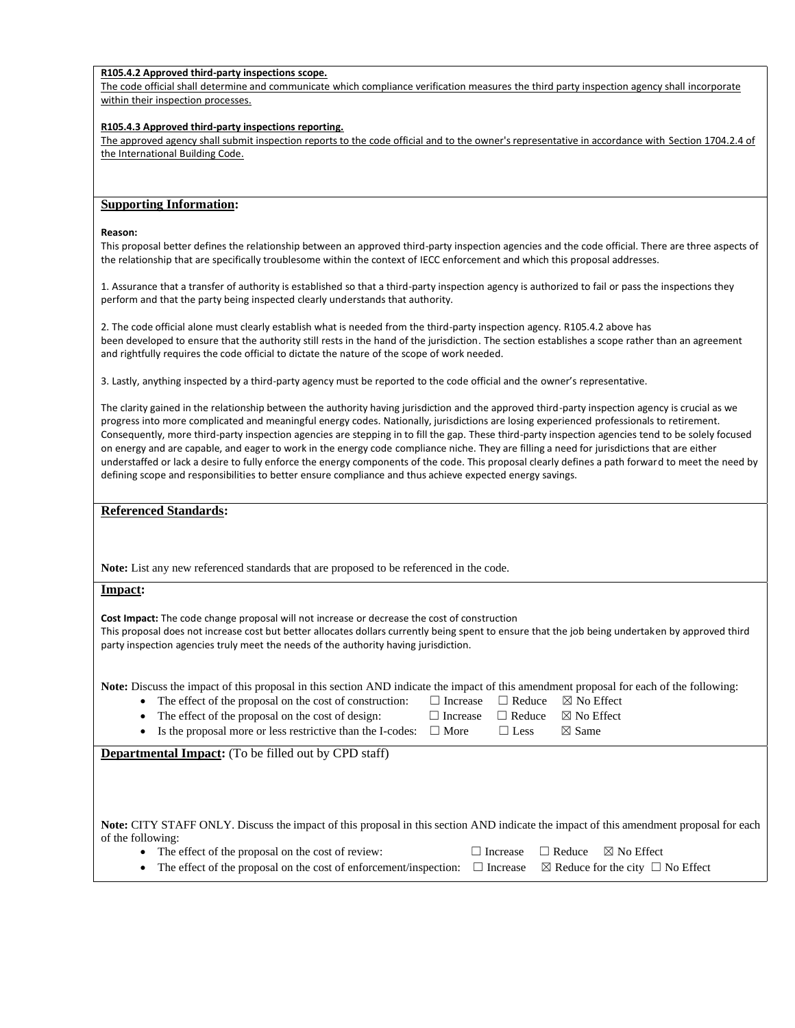**R105.4.2 Approved third-party inspections scope.**

The code official shall determine and communicate which compliance verification measures the third party inspection agency shall incorporate within their inspection processes.

**R105.4.3 Approved third-party inspections reporting.**

The approved agency shall submit inspection reports to the code official and to the owner's representative in accordance with Section 1704.2.4 of the International Building Code.

## Supporting Information:

**Reason:**

This proposal better defines the relationship between an approved third-party inspection agencies and the code official. There are three aspects of the relationship that are specifically troublesome within the context of IECC enforcement and which this proposal addresses.

1. Assurance that a transfer of authority is established so that a third-party inspection agency is authorized to fail or pass the inspections they perform and that the party being inspected clearly understands that authority.

2. The code official alone must clearly establish what is needed from the third-party inspection agency. R105.4.2 above has been developed to ensure that the authority still rests in the hand of the jurisdiction. The section establishes a scope rather than an agreement and rightfully requires the code official to dictate the nature of the scope of work needed.

3. Lastly, anything inspected by a third-party agency must be reported to the code official and the owner's representative.

The clarity gained in the relationship between the authority having jurisdiction and the approved third-party inspection agency is crucial as we progress into more complicated and meaningful energy codes. Nationally, jurisdictions are losing experienced professionals to retirement. Consequently, more third-party inspection agencies are stepping in to fill the gap. These third-party inspection agencies tend to be solely focused on energy and are capable, and eager to work in the energy code compliance niche. They are filling a need for jurisdictions that are either understaffed or lack a desire to fully enforce the energy components of the code. This proposal clearly defines a path forward to meet the need by defining scope and responsibilities to better ensure compliance and thus achieve expected energy savings.

## Referenced Standards:

**Note:** List any new referenced standards that are proposed to be referenced in the code.

## Impact:

**Cost Impact:** The code change proposal will not increase or decrease the cost of construction

This proposal does not increase cost but better allocates dollars currently being spent to ensure that the job being undertaken by approved third party inspection agencies truly meet the needs of the authority having jurisdiction.

**Note:** Discuss the impact of this proposal in this section AND indicate the impact of this amendment proposal for each of the following:

- The effect of the proposal on the cost of construction: ☐ Increase ☐ Reduce ☒ No Effect
- The effect of the proposal on the cost of design: ☐ Increase ☐ Reduce ☒ No Effect
- Is the proposal more or less restrictive than the I-codes: ☐ More ☐ Less ☒ Same

## Departmental Impact: (To be filled out by CPD staff)

**Note:** CITY STAFF ONLY. Discuss the impact of this proposal in this section AND indicate the impact of this amendment proposal for each of the following:

- The effect of the proposal on the cost of review: ☐ Increase ☐ Reduce ☒ No Effect
- The effect of the proposal on the cost of enforcement/inspection: ☐ Increase ☒ Reduce for the city ☐ No Effect